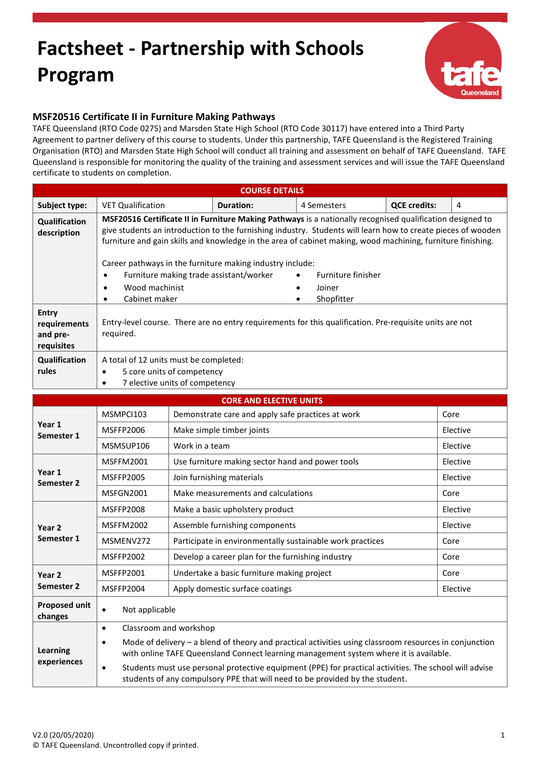# Factsheet - Partnership with Schools Program

## MSF20516 Certificate II in Furniture Making Pathways

TAFE Queensland (RTO Code 0275) and Marsden State High School (RTO Code 30117) have entered into a Third Party Agreement to partner delivery of this course to students. Under this partnership, TAFE Queensland is the Registered Training Organisation (RTO) and Marsden State High School will conduct all training and assessment on behalf of TAFE Queensland. TAFE Queensland is responsible for monitoring the quality of the training and assessment services and will issue the TAFE Queensland certificate to students on completion.

| COURSE DETAILS | | | | | |
|---|---|---|---|---|---|
| **Subject type:** | VET Qualification | **Duration:** | 4 Semesters | **QCE credits:** | 4 |
| **Qualification description** | **MSF20516 Certificate II in Furniture Making Pathways** is a nationally recognised qualification designed to give students an introduction to the furnishing industry. Students will learn how to create pieces of wooden furniture and gain skills and knowledge in the area of cabinet making, wood machining, furniture finishing.<br><br>Career pathways in the furniture making industry include:<br>• Furniture making trade assistant/worker<br>• Wood machinist<br>• Cabinet maker<br>• Furniture finisher<br>• Joiner<br>• Shopfitter | | | | |
| **Entry requirements and pre-requisites** | Entry-level course. There are no entry requirements for this qualification. Pre-requisite units are not required. | | | | |
| **Qualification rules** | A total of 12 units must be completed:<br>• 5 core units of competency<br>• 7 elective units of competency | | | | |

| CORE AND ELECTIVE UNITS | | | |
|---|---|---|---|
| **Year 1 Semester 1** | MSMPCI103 | Demonstrate care and apply safe practices at work | Core |
| | MSFFP2006 | Make simple timber joints | Elective |
| | MSMSUP106 | Work in a team | Elective |
| **Year 1 Semester 2** | MSFFM2001 | Use furniture making sector hand and power tools | Elective |
| | MSFFP2005 | Join furnishing materials | Elective |
| | MSFGN2001 | Make measurements and calculations | Core |
| **Year 2 Semester 1** | MSFFP2008 | Make a basic upholstery product | Elective |
| | MSFFM2002 | Assemble furnishing components | Elective |
| | MSMENV272 | Participate in environmentally sustainable work practices | Core |
| | MSFFP2002 | Develop a career plan for the furnishing industry | Core |
| **Year 2 Semester 2** | MSFFP2001 | Undertake a basic furniture making project | Core |
| | MSFFP2004 | Apply domestic surface coatings | Elective |
| **Proposed unit changes** | • Not applicable | | |
| **Learning experiences** | • Classroom and workshop<br>• Mode of delivery – a blend of theory and practical activities using classroom resources in conjunction with online TAFE Queensland Connect learning management system where it is available.<br>• Students must use personal protective equipment (PPE) for practical activities. The school will advise students of any compulsory PPE that will need to be provided by the student. | | |

V2.0 (20/05/2020)
© TAFE Queensland. Uncontrolled copy if printed.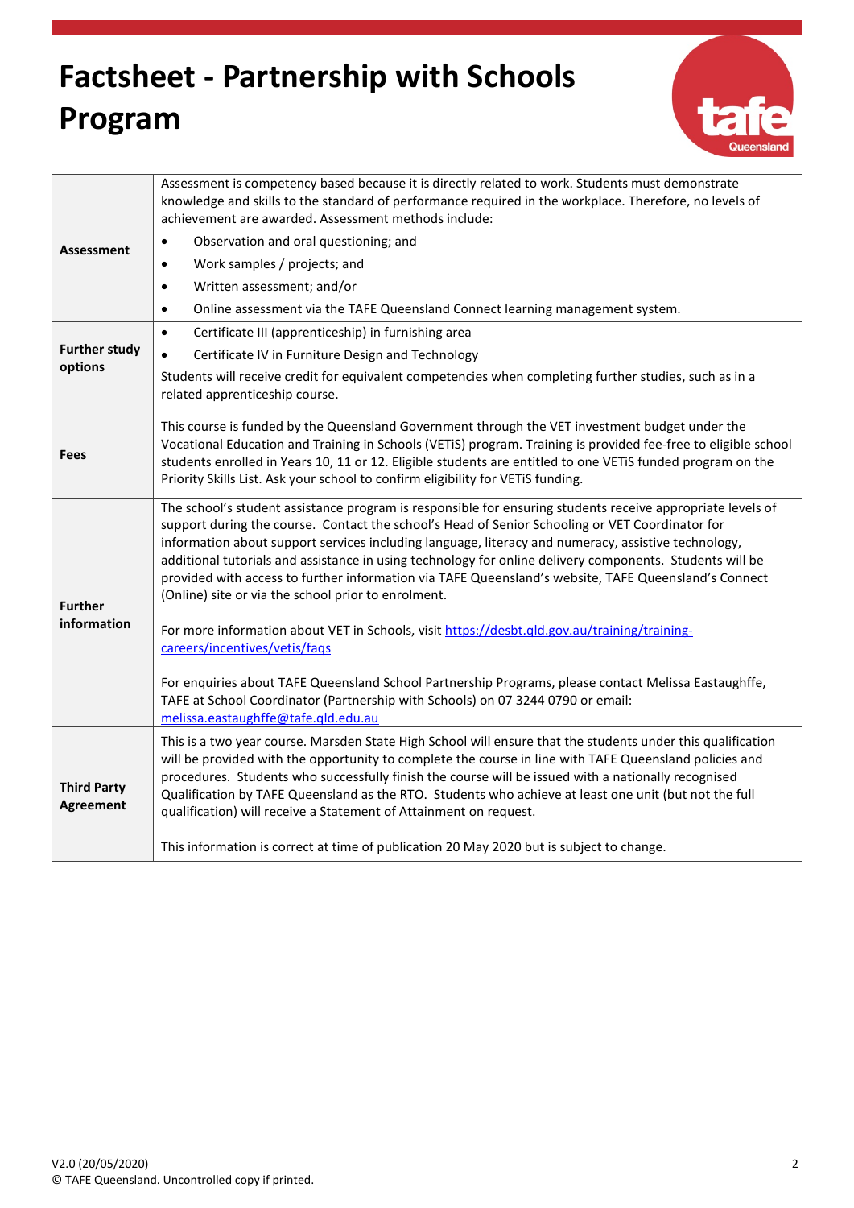# Factsheet - Partnership with Schools Program

| | |
|---|---|
| **Assessment** | Assessment is competency based because it is directly related to work. Students must demonstrate knowledge and skills to the standard of performance required in the workplace. Therefore, no levels of achievement are awarded. Assessment methods include:<br>• Observation and oral questioning; and<br>• Work samples / projects; and<br>• Written assessment; and/or<br>• Online assessment via the TAFE Queensland Connect learning management system. |
| **Further study options** | • Certificate III (apprenticeship) in furnishing area<br>• Certificate IV in Furniture Design and Technology<br>Students will receive credit for equivalent competencies when completing further studies, such as in a related apprenticeship course. |
| **Fees** | This course is funded by the Queensland Government through the VET investment budget under the Vocational Education and Training in Schools (VETiS) program. Training is provided fee-free to eligible school students enrolled in Years 10, 11 or 12. Eligible students are entitled to one VETiS funded program on the Priority Skills List. Ask your school to confirm eligibility for VETiS funding. |
| **Further information** | The school's student assistance program is responsible for ensuring students receive appropriate levels of support during the course. Contact the school's Head of Senior Schooling or VET Coordinator for information about support services including language, literacy and numeracy, assistive technology, additional tutorials and assistance in using technology for online delivery components. Students will be provided with access to further information via TAFE Queensland's website, TAFE Queensland's Connect (Online) site or via the school prior to enrolment.<br><br>For more information about VET in Schools, visit https://desbt.qld.gov.au/training/training-careers/incentives/vetis/faqs<br><br>For enquiries about TAFE Queensland School Partnership Programs, please contact Melissa Eastaughffe, TAFE at School Coordinator (Partnership with Schools) on 07 3244 0790 or email: melissa.eastaughffe@tafe.qld.edu.au |
| **Third Party Agreement** | This is a two year course. Marsden State High School will ensure that the students under this qualification will be provided with the opportunity to complete the course in line with TAFE Queensland policies and procedures. Students who successfully finish the course will be issued with a nationally recognised Qualification by TAFE Queensland as the RTO. Students who achieve at least one unit (but not the full qualification) will receive a Statement of Attainment on request.<br><br>This information is correct at time of publication 20 May 2020 but is subject to change. |

V2.0 (20/05/2020)
© TAFE Queensland. Uncontrolled copy if printed.